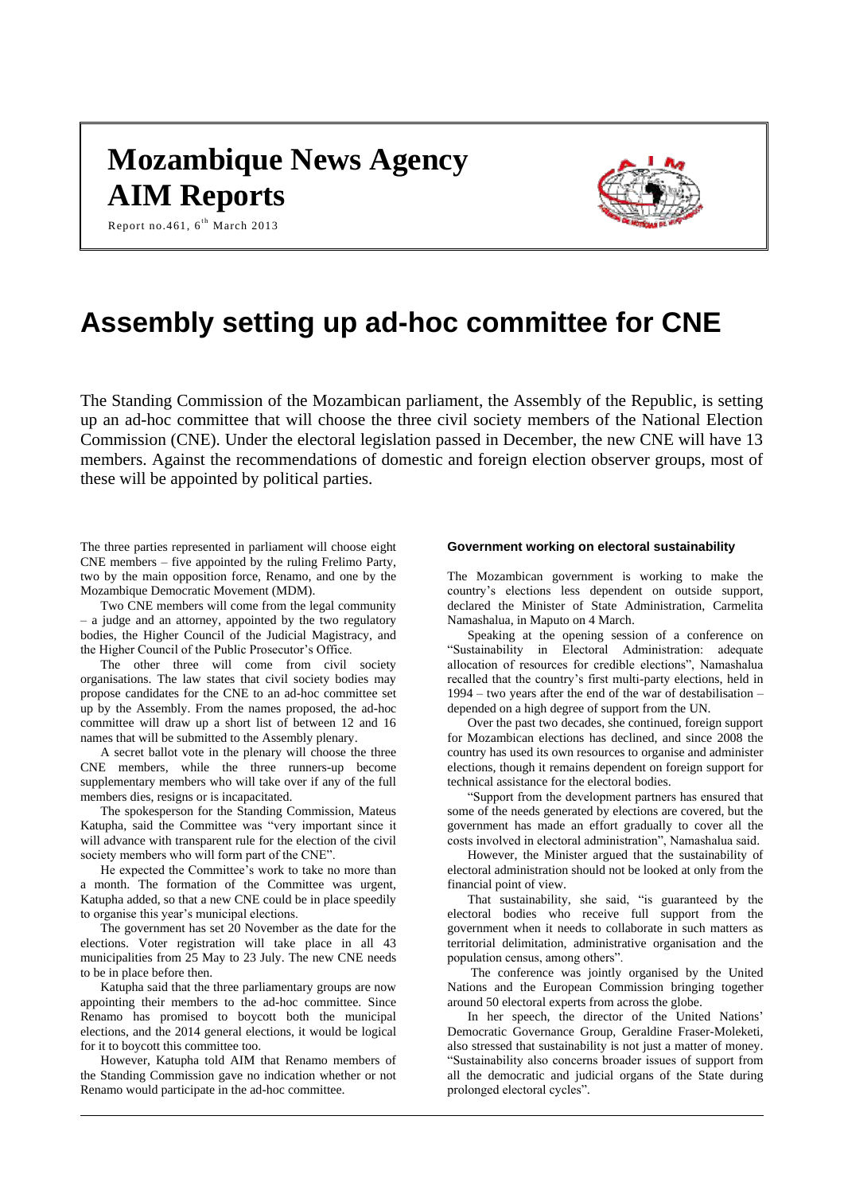# Mozambique News Agency

# AIM Reports

Report no.461, 6th March 2013

# Assembly setting up ad-hoc committee for CNE

The Standing Commission of the Mozambican parliament, the Assembly of the Republic, is setting up an ad-hoc committee that will choose the three civil society members of the National Election Commission (CNE). Under the electoral legislation passed in December, the new CNE will have 13 members. Against the recommendations of domestic and foreign election observer groups, most of these will be appointed by political parties.

The three parties represented in parliament will choose eight CNE members – five appointed by the ruling Frelimo Party, two by the main opposition force, Renamo, and one by the Mozambique Democratic Movement (MDM).

Two CNE members will come from the legal community – a judge and an attorney, appointed by the two regulatory bodies, the Higher Council of the Judicial Magistracy, and the Higher Council of the Public Prosecutor's Office.

The other three will come from civil society organisations. The law states that civil society bodies may propose candidates for the CNE to an ad-hoc committee set up by the Assembly. From the names proposed, the ad-hoc committee will draw up a short list of between 12 and 16 names that will be submitted to the Assembly plenary.

A secret ballot vote in the plenary will choose the three CNE members, while the three runners-up become supplementary members who will take over if any of the full members dies, resigns or is incapacitated.

The spokesperson for the Standing Commission, Mateus Katupha, said the Committee was "very important since it will advance with transparent rule for the election of the civil society members who will form part of the CNE".

He expected the Committee's work to take no more than a month. The formation of the Committee was urgent, Katupha added, so that a new CNE could be in place speedily to organise this year's municipal elections.

The government has set 20 November as the date for the elections. Voter registration will take place in all 43 municipalities from 25 May to 23 July. The new CNE needs to be in place before then.

Katupha said that the three parliamentary groups are now appointing their members to the ad-hoc committee. Since Renamo has promised to boycott both the municipal elections, and the 2014 general elections, it would be logical for it to boycott this committee too.

However, Katupha told AIM that Renamo members of the Standing Commission gave no indication whether or not Renamo would participate in the ad-hoc committee.

### Government working on electoral sustainability

The Mozambican government is working to make the country's elections less dependent on outside support, declared the Minister of State Administration, Carmelita Namashalua, in Maputo on 4 March.

Speaking at the opening session of a conference on "Sustainability in Electoral Administration: adequate allocation of resources for credible elections", Namashalua recalled that the country's first multi-party elections, held in 1994 – two years after the end of the war of destabilisation – depended on a high degree of support from the UN.

Over the past two decades, she continued, foreign support for Mozambican elections has declined, and since 2008 the country has used its own resources to organise and administer elections, though it remains dependent on foreign support for technical assistance for the electoral bodies.

"Support from the development partners has ensured that some of the needs generated by elections are covered, but the government has made an effort gradually to cover all the costs involved in electoral administration", Namashalua said.

However, the Minister argued that the sustainability of electoral administration should not be looked at only from the financial point of view.

That sustainability, she said, "is guaranteed by the electoral bodies who receive full support from the government when it needs to collaborate in such matters as territorial delimitation, administrative organisation and the population census, among others".

The conference was jointly organised by the United Nations and the European Commission bringing together around 50 electoral experts from across the globe.

In her speech, the director of the United Nations' Democratic Governance Group, Geraldine Fraser-Moleketi, also stressed that sustainability is not just a matter of money. "Sustainability also concerns broader issues of support from all the democratic and judicial organs of the State during prolonged electoral cycles".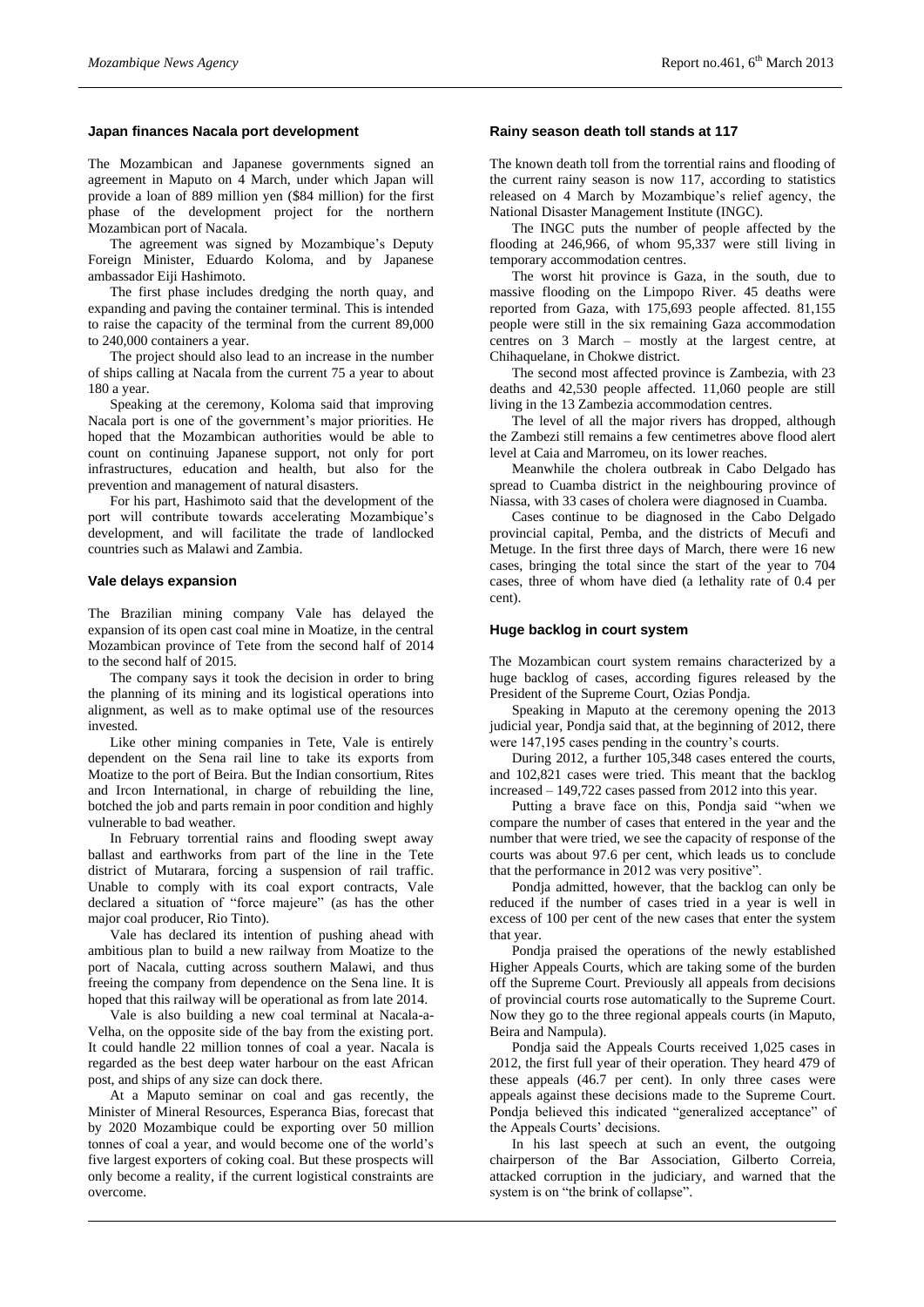### Japan finances Nacala port development

The Mozambican and Japanese governments signed an agreement in Maputo on 4 March, under which Japan will provide a loan of 889 million yen ($84 million) for the first phase of the development project for the northern Mozambican port of Nacala.

The agreement was signed by Mozambique's Deputy Foreign Minister, Eduardo Koloma, and by Japanese ambassador Eiji Hashimoto.

The first phase includes dredging the north quay, and expanding and paving the container terminal. This is intended to raise the capacity of the terminal from the current 89,000 to 240,000 containers a year.

The project should also lead to an increase in the number of ships calling at Nacala from the current 75 a year to about 180 a year.

Speaking at the ceremony, Koloma said that improving Nacala port is one of the government's major priorities. He hoped that the Mozambican authorities would be able to count on continuing Japanese support, not only for port infrastructures, education and health, but also for the prevention and management of natural disasters.

For his part, Hashimoto said that the development of the port will contribute towards accelerating Mozambique's development, and will facilitate the trade of landlocked countries such as Malawi and Zambia.

### Vale delays expansion

The Brazilian mining company Vale has delayed the expansion of its open cast coal mine in Moatize, in the central Mozambican province of Tete from the second half of 2014 to the second half of 2015.

The company says it took the decision in order to bring the planning of its mining and its logistical operations into alignment, as well as to make optimal use of the resources invested.

Like other mining companies in Tete, Vale is entirely dependent on the Sena rail line to take its exports from Moatize to the port of Beira. But the Indian consortium, Rites and Ircon International, in charge of rebuilding the line, botched the job and parts remain in poor condition and highly vulnerable to bad weather.

In February torrential rains and flooding swept away ballast and earthworks from part of the line in the Tete district of Mutarara, forcing a suspension of rail traffic. Unable to comply with its coal export contracts, Vale declared a situation of "force majeure" (as has the other major coal producer, Rio Tinto).

Vale has declared its intention of pushing ahead with ambitious plan to build a new railway from Moatize to the port of Nacala, cutting across southern Malawi, and thus freeing the company from dependence on the Sena line. It is hoped that this railway will be operational as from late 2014.

Vale is also building a new coal terminal at Nacala-a-Velha, on the opposite side of the bay from the existing port. It could handle 22 million tonnes of coal a year. Nacala is regarded as the best deep water harbour on the east African post, and ships of any size can dock there.

At a Maputo seminar on coal and gas recently, the Minister of Mineral Resources, Esperanca Bias, forecast that by 2020 Mozambique could be exporting over 50 million tonnes of coal a year, and would become one of the world's five largest exporters of coking coal. But these prospects will only become a reality, if the current logistical constraints are overcome.

### Rainy season death toll stands at 117

The known death toll from the torrential rains and flooding of the current rainy season is now 117, according to statistics released on 4 March by Mozambique's relief agency, the National Disaster Management Institute (INGC).

The INGC puts the number of people affected by the flooding at 246,966, of whom 95,337 were still living in temporary accommodation centres.

The worst hit province is Gaza, in the south, due to massive flooding on the Limpopo River. 45 deaths were reported from Gaza, with 175,693 people affected. 81,155 people were still in the six remaining Gaza accommodation centres on 3 March – mostly at the largest centre, at Chihaquelane, in Chokwe district.

The second most affected province is Zambezia, with 23 deaths and 42,530 people affected. 11,060 people are still living in the 13 Zambezia accommodation centres.

The level of all the major rivers has dropped, although the Zambezi still remains a few centimetres above flood alert level at Caia and Marromeu, on its lower reaches.

Meanwhile the cholera outbreak in Cabo Delgado has spread to Cuamba district in the neighbouring province of Niassa, with 33 cases of cholera were diagnosed in Cuamba.

Cases continue to be diagnosed in the Cabo Delgado provincial capital, Pemba, and the districts of Mecufi and Metuge. In the first three days of March, there were 16 new cases, bringing the total since the start of the year to 704 cases, three of whom have died (a lethality rate of 0.4 per cent).

### Huge backlog in court system

The Mozambican court system remains characterized by a huge backlog of cases, according figures released by the President of the Supreme Court, Ozias Pondja.

Speaking in Maputo at the ceremony opening the 2013 judicial year, Pondja said that, at the beginning of 2012, there were 147,195 cases pending in the country's courts.

During 2012, a further 105,348 cases entered the courts, and 102,821 cases were tried. This meant that the backlog increased – 149,722 cases passed from 2012 into this year.

Putting a brave face on this, Pondja said "when we compare the number of cases that entered in the year and the number that were tried, we see the capacity of response of the courts was about 97.6 per cent, which leads us to conclude that the performance in 2012 was very positive".

Pondja admitted, however, that the backlog can only be reduced if the number of cases tried in a year is well in excess of 100 per cent of the new cases that enter the system that year.

Pondja praised the operations of the newly established Higher Appeals Courts, which are taking some of the burden off the Supreme Court. Previously all appeals from decisions of provincial courts rose automatically to the Supreme Court. Now they go to the three regional appeals courts (in Maputo, Beira and Nampula).

Pondja said the Appeals Courts received 1,025 cases in 2012, the first full year of their operation. They heard 479 of these appeals (46.7 per cent). In only three cases were there appeals against these decisions made to the Supreme Court. Pondja believed this indicated "generalized acceptance" of the Appeals Courts' decisions.

In his last speech at such an event, the outgoing chairperson of the Bar Association, Gilberto Correia, attacked corruption in the judiciary, and warned that the system is on "the brink of collapse".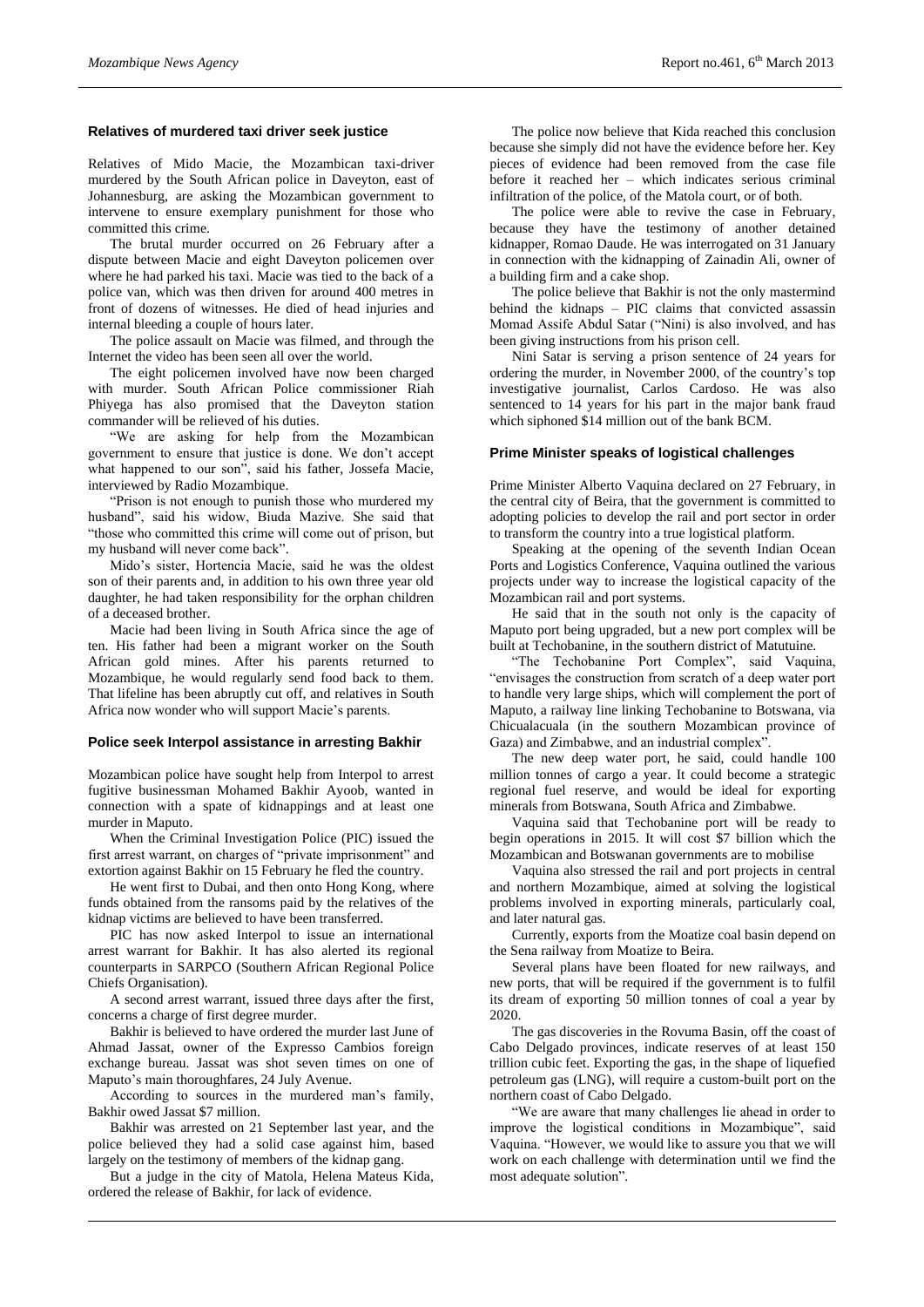## Relatives of murdered taxi driver seek justice

Relatives of Mido Macie, the Mozambican taxi-driver murdered by the South African police in Daveyton, east of Johannesburg, are asking the Mozambican government to intervene to ensure exemplary punishment for those who committed this crime.

The brutal murder occurred on 26 February after a dispute between Macie and eight Daveyton policemen over where he had parked his taxi. Macie was tied to the back of a police van, which was then driven for around 400 metres in front of dozens of witnesses. He died of head injuries and internal bleeding a couple of hours later.

The police assault on Macie was filmed, and through the Internet the video has been seen all over the world.

The eight policemen involved have now been charged with murder. South African Police commissioner Riah Phiyega has also promised that the Daveyton station commander will be relieved of his duties.

"We are asking for help from the Mozambican government to ensure that justice is done. We don't accept what happened to our son", said his father, Jossefa Macie, interviewed by Radio Mozambique.

"Prison is not enough to punish those who murdered my husband", said his widow, Biuda Mazive. She said that "those who committed this crime will come out of prison, but my husband will never come back".

Mido's sister, Hortencia Macie, said he was the oldest son of their parents and, in addition to his own three year old daughter, he had taken responsibility for the orphan children of a deceased brother.

Macie had been living in South Africa since the age of ten. His father had been a migrant worker on the South African gold mines. After his parents returned to Mozambique, he would regularly send food back to them. That lifeline has been abruptly cut off, and relatives in South Africa now wonder who will support Macie's parents.

## Police seek Interpol assistance in arresting Bakhir

Mozambican police have sought help from Interpol to arrest fugitive businessman Mohamed Bakhir Ayoob, wanted in connection with a spate of kidnappings and at least one murder in Maputo.

When the Criminal Investigation Police (PIC) issued the first arrest warrant, on charges of "private imprisonment" and extortion against Bakhir on 15 February he fled the country.

He went first to Dubai, and then onto Hong Kong, where funds obtained from the ransoms paid by the relatives of the kidnap victims are believed to have been transferred.

PIC has now asked Interpol to issue an international arrest warrant for Bakhir. It has also alerted its regional counterparts in SARPCO (Southern African Regional Police Chiefs Organisation).

A second arrest warrant, issued three days after the first, concerns a charge of first degree murder.

Bakhir is believed to have ordered the murder last June of Ahmad Jassat, owner of the Expresso Cambios foreign exchange bureau. Jassat was shot seven times on one of Maputo's main thoroughfares, 24 July Avenue.

According to sources in the murdered man's family, Bakhir owed Jassat $7 million.

Bakhir was arrested on 21 September last year, and the police believed they had a solid case against him, based largely on the testimony of members of the kidnap gang.

But a judge in the city of Matola, Helena Mateus Kida, ordered the release of Bakhir, for lack of evidence.

The police now believe that Kida reached this conclusion because she simply did not have the evidence before her. Key pieces of evidence had been removed from the case file before it reached her – which indicates serious criminal infiltration of the police, of the Matola court, or of both.

The police were able to revive the case in February, because they have the testimony of another detained kidnapper, Romao Daude. He was interrogated on 31 January in connection with the kidnapping of Zainadin Ali, owner of a building firm and a cake shop.

The police believe that Bakhir is not the only mastermind behind the kidnaps – PIC claims that convicted assassin Momad Assife Abdul Satar ("Nini") is also involved, and has been giving instructions from his prison cell.

Nini Satar is serving a prison sentence of 24 years for ordering the murder, in November 2000, of the country's top investigative journalist, Carlos Cardoso. He was also sentenced to 14 years for his part in the major bank fraud which siphoned $14 million out of the bank BCM.

## Prime Minister speaks of logistical challenges

Prime Minister Alberto Vaquina declared on 27 February, in the central city of Beira, that the government is committed to adopting policies to develop the rail and port sector in order to transform the country into a true logistical platform.

Speaking at the opening of the seventh Indian Ocean Ports and Logistics Conference, Vaquina outlined the various projects under way to increase the logistical capacity of the Mozambican rail and port systems.

He said that in the south not only is the capacity of Maputo port being upgraded, but a new port complex will be built at Techobanine, in the southern district of Matutuine.

"The Techobanine Port Complex", said Vaquina, "envisages the construction from scratch of a deep water port to handle very large ships, which will complement the port of Maputo, a railway line linking Techobanine to Botswana, via Chicualacuala (in the southern Mozambican province of Gaza) and Zimbabwe, and an industrial complex".

The new deep water port, he said, could handle 100 million tonnes of cargo a year. It could become a strategic regional fuel reserve, and would be ideal for exporting minerals from Botswana, South Africa and Zimbabwe.

Vaquina said that Techobanine port will be ready to begin operations in 2015. It will cost $7 billion which the Mozambican and Botswanan governments are to mobilise

Vaquina also stressed the rail and port projects in central and northern Mozambique, aimed at solving the logistical problems involved in exporting minerals, particularly coal, and later natural gas.

Currently, exports from the Moatize coal basin depend on the Sena railway from Moatize to Beira.

Several plans have been floated for new railways, and new ports, that will be required if the government is to fulfil its dream of exporting 50 million tonnes of coal a year by 2020.

The gas discoveries in the Rovuma Basin, off the coast of Cabo Delgado provinces, indicate reserves of at least 150 trillion cubic feet. Exporting the gas, in the shape of liquefied petroleum gas (LNG), will require a custom-built port on the northern coast of Cabo Delgado.

"We are aware that many challenges lie ahead in order to improve the logistical conditions in Mozambique", said Vaquina. "However, we would like to assure you that we will work on each challenge with determination until we find the most adequate solution".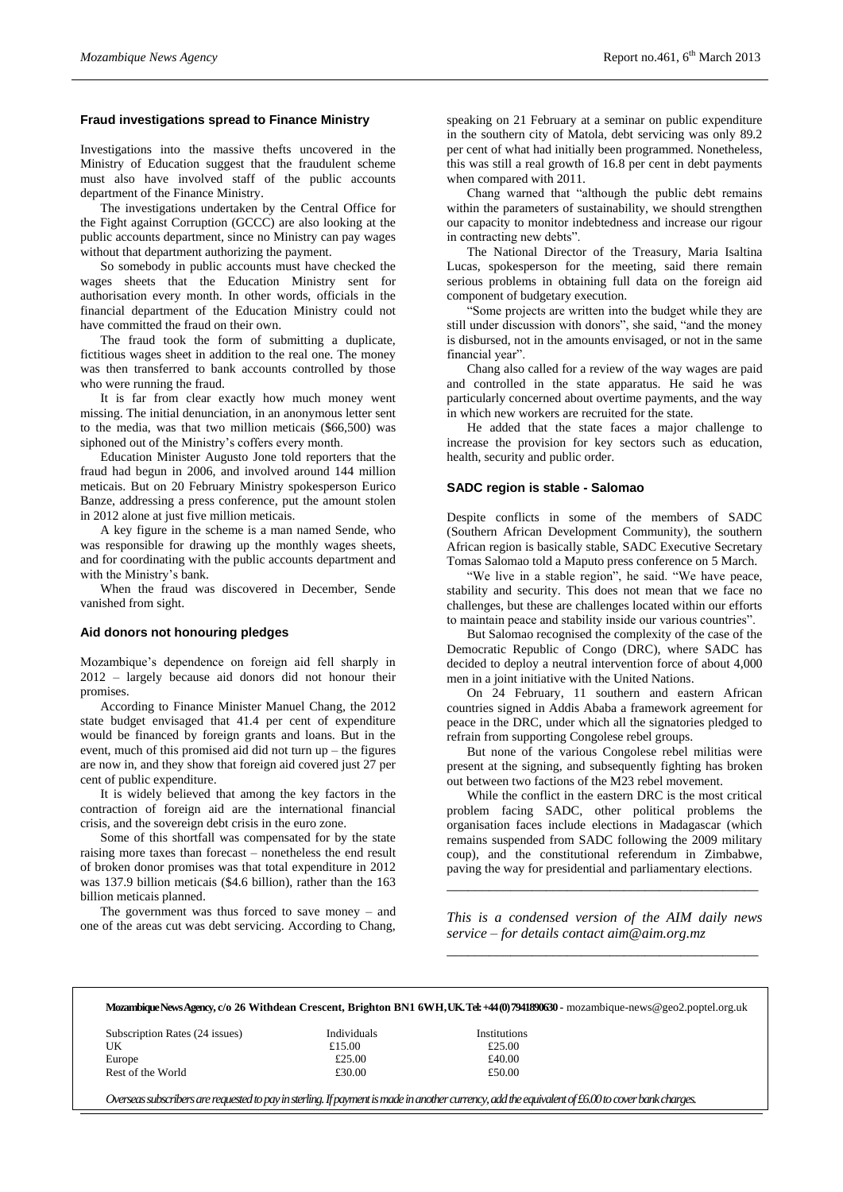### Fraud investigations spread to Finance Ministry

Investigations into the massive thefts uncovered in the Ministry of Education suggest that the fraudulent scheme must also have involved staff of the public accounts department of the Finance Ministry.

The investigations undertaken by the Central Office for the Fight against Corruption (GCCC) are also looking at the public accounts department, since no Ministry can pay wages without that department authorizing the payment.

So somebody in public accounts must have checked the wages sheets that the Education Ministry sent for authorisation every month. In other words, officials in the financial department of the Education Ministry could not have committed the fraud on their own.

The fraud took the form of submitting a duplicate, fictitious wages sheet in addition to the real one. The money was then transferred to bank accounts controlled by those who were running the fraud.

It is far from clear exactly how much money went missing. The initial denunciation, in an anonymous letter sent to the media, was that two million meticais ($66,500) was siphoned out of the Ministry's coffers every month.

Education Minister Augusto Jone told reporters that the fraud had begun in 2006, and involved around 144 million meticais. But on 20 February Ministry spokesperson Eurico Banze, addressing a press conference, put the amount stolen in 2012 alone at just five million meticais.

A key figure in the scheme is a man named Sende, who was responsible for drawing up the monthly wages sheets, and for coordinating with the public accounts department and with the Ministry's bank.

When the fraud was discovered in December, Sende vanished from sight.

### Aid donors not honouring pledges

Mozambique's dependence on foreign aid fell sharply in 2012 – largely because aid donors did not honour their promises.

According to Finance Minister Manuel Chang, the 2012 state budget envisaged that 41.4 per cent of expenditure would be financed by foreign grants and loans. But in the event, much of this promised aid did not turn up – the figures are now in, and they show that foreign aid covered just 27 per cent of public expenditure.

It is widely believed that among the key factors in the contraction of foreign aid are the international financial crisis, and the sovereign debt crisis in the euro zone.

Some of this shortfall was compensated for by the state raising more taxes than forecast – nonetheless the end result of broken donor promises was that total expenditure in 2012 was 137.9 billion meticais ($4.6 billion), rather than the 163 billion meticais planned.

The government was thus forced to save money – and one of the areas cut was debt servicing. According to Chang, speaking on 21 February at a seminar on public expenditure in the southern city of Matola, debt servicing was only 89.2 per cent of what had initially been programmed. Nonetheless, this was still a real growth of 16.8 per cent in debt payments when compared with 2011.

Chang warned that "although the public debt remains within the parameters of sustainability, we should strengthen our capacity to monitor indebtedness and increase our rigour in contracting new debts".

The National Director of the Treasury, Maria Isaltina Lucas, spokesperson for the meeting, said there remain serious problems in obtaining full data on the foreign aid component of budgetary execution.

"Some projects are written into the budget while they are still under discussion with donors", she said, "and the money is disbursed, not in the amounts envisaged, or not in the same financial year".

Chang also called for a review of the way wages are paid and controlled in the state apparatus. He said he was particularly concerned about overtime payments, and the way in which new workers are recruited for the state.

He added that the state faces a major challenge to increase the provision for key sectors such as education, health, security and public order.

### SADC region is stable - Salomao

Despite conflicts in some of the members of SADC (Southern African Development Community), the southern African region is basically stable, SADC Executive Secretary Tomas Salomao told a Maputo press conference on 5 March.

"We live in a stable region", he said. "We have peace, stability and security. This does not mean that we face no challenges, but these are challenges located within our efforts to maintain peace and stability inside our various countries".

But Salomao recognised the complexity of the case of the Democratic Republic of Congo (DRC), where SADC has decided to deploy a neutral intervention force of about 4,000 men in a joint initiative with the United Nations.

On 24 February, 11 southern and eastern African countries signed in Addis Ababa a framework agreement for peace in the DRC, under which all the signatories pledged to refrain from supporting Congolese rebel groups.

But none of the various Congolese rebel militias were present at the signing, and subsequently fighting has broken out between two factions of the M23 rebel movement.

While the conflict in the eastern DRC is the most critical problem facing SADC, other political problems the organisation faces include elections in Madagascar (which remains suspended from SADC following the 2009 military coup), and the constitutional referendum in Zimbabwe, paving the way for presidential and parliamentary elections.

---

*This is a condensed version of the AIM daily news service – for details contact aim@aim.org.mz*

---

**Mozambique News Agency, c/o 26 Withdean Crescent, Brighton BN1 6WH, UK. Tel: +44 (0) 7941890630 -** mozambique-news@geo2.poptel.org.uk

| Subscription Rates (24 issues) | Individuals | Institutions |
|---|---|---|
| UK | £15.00 | £25.00 |
| Europe | £25.00 | £40.00 |
| Rest of the World | £30.00 | £50.00 |

*Overseas subscribers are requested to pay in sterling. If payment is made in another currency, add the equivalent of £6.00 to cover bank charges.*